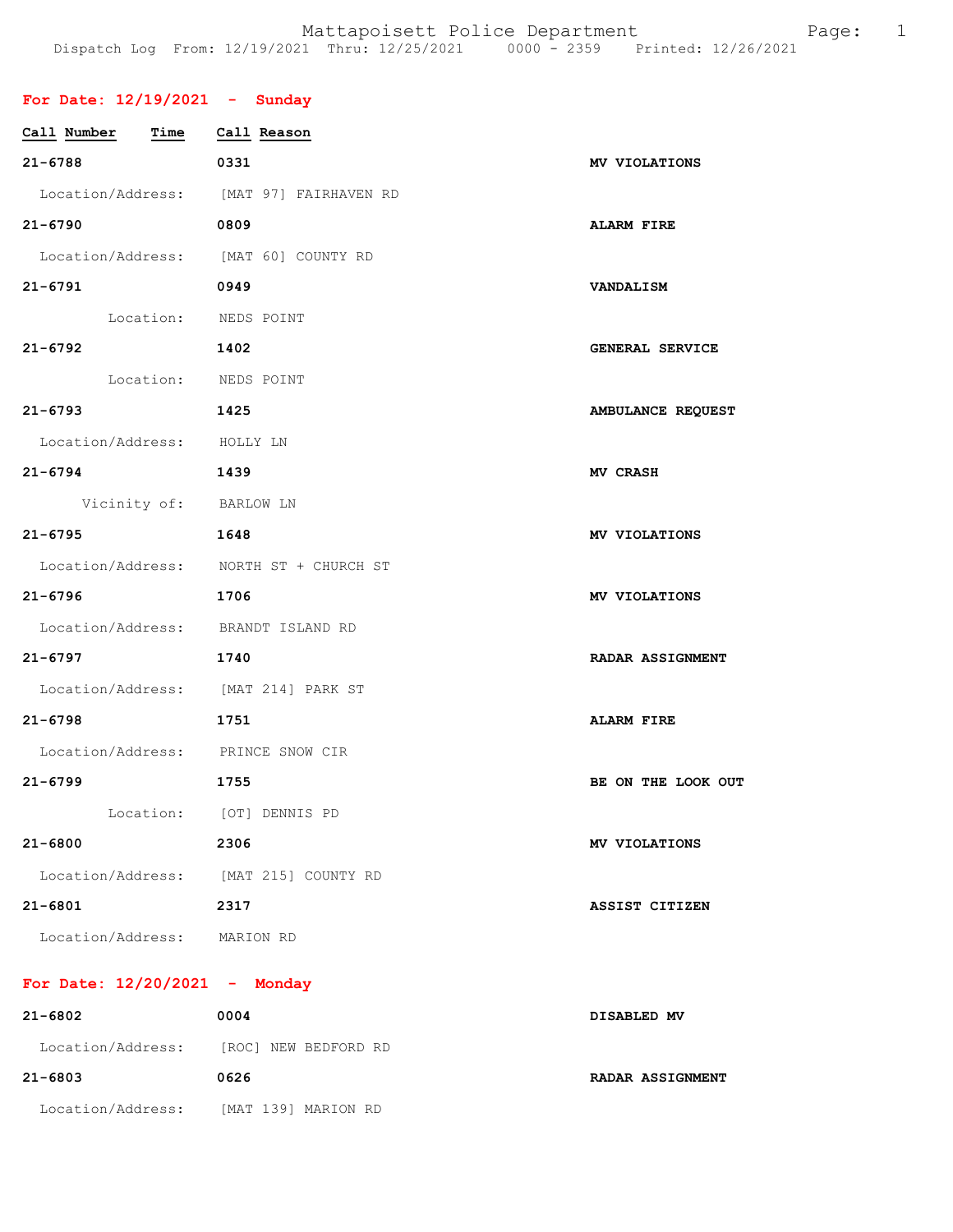Mattapoisett Police Department
Dispatch Log From: 12/19/2021 Thru: 12/25/2021 0000 - 2359 Printed: 12/26/2021

## For Date: 12/19/2021 - Sunday

| Call Number | Time | Call Reason |
|---|---|---|
| 21-6788 | 0331 | MV VIOLATIONS |
| Location/Address: | [MAT 97] FAIRHAVEN RD | |
| 21-6790 | 0809 | ALARM FIRE |
| Location/Address: | [MAT 60] COUNTY RD | |
| 21-6791 | 0949 | VANDALISM |
| Location: | NEDS POINT | |
| 21-6792 | 1402 | GENERAL SERVICE |
| Location: | NEDS POINT | |
| 21-6793 | 1425 | AMBULANCE REQUEST |
| Location/Address: | HOLLY LN | |
| 21-6794 | 1439 | MV CRASH |
| Vicinity of: | BARLOW LN | |
| 21-6795 | 1648 | MV VIOLATIONS |
| Location/Address: | NORTH ST + CHURCH ST | |
| 21-6796 | 1706 | MV VIOLATIONS |
| Location/Address: | BRANDT ISLAND RD | |
| 21-6797 | 1740 | RADAR ASSIGNMENT |
| Location/Address: | [MAT 214] PARK ST | |
| 21-6798 | 1751 | ALARM FIRE |
| Location/Address: | PRINCE SNOW CIR | |
| 21-6799 | 1755 | BE ON THE LOOK OUT |
| Location: | [OT] DENNIS PD | |
| 21-6800 | 2306 | MV VIOLATIONS |
| Location/Address: | [MAT 215] COUNTY RD | |
| 21-6801 | 2317 | ASSIST CITIZEN |
| Location/Address: | MARION RD | |

## For Date: 12/20/2021 - Monday

| Call Number | Time | Call Reason |
|---|---|---|
| 21-6802 | 0004 | DISABLED MV |
| Location/Address: | [ROC] NEW BEDFORD RD | |
| 21-6803 | 0626 | RADAR ASSIGNMENT |
| Location/Address: | [MAT 139] MARION RD | |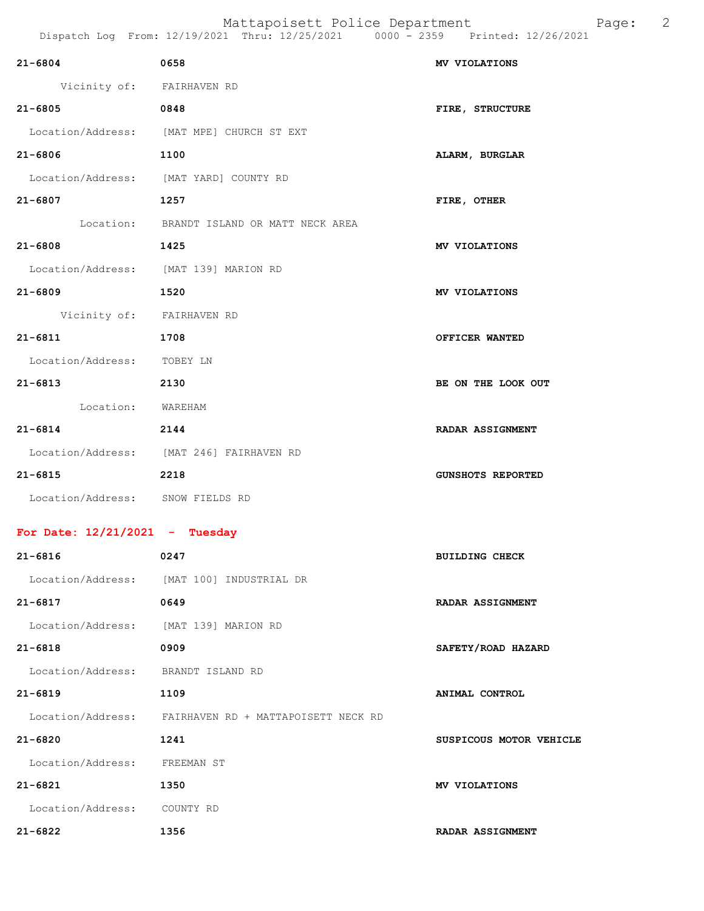| | | |
|---|---|---|
| **21-6804** | **0658** | **MV VIOLATIONS** |
| Vicinity of: | FAIRHAVEN RD | |
| **21-6805** | **0848** | **FIRE, STRUCTURE** |
| Location/Address: | [MAT MPE] CHURCH ST EXT | |
| **21-6806** | **1100** | **ALARM, BURGLAR** |
| Location/Address: | [MAT YARD] COUNTY RD | |
| **21-6807** | **1257** | **FIRE, OTHER** |
| Location: | BRANDT ISLAND OR MATT NECK AREA | |
| **21-6808** | **1425** | **MV VIOLATIONS** |
| Location/Address: | [MAT 139] MARION RD | |
| **21-6809** | **1520** | **MV VIOLATIONS** |
| Vicinity of: | FAIRHAVEN RD | |
| **21-6811** | **1708** | **OFFICER WANTED** |
| Location/Address: | TOBEY LN | |
| **21-6813** | **2130** | **BE ON THE LOOK OUT** |
| Location: | WAREHAM | |
| **21-6814** | **2144** | **RADAR ASSIGNMENT** |
| Location/Address: | [MAT 246] FAIRHAVEN RD | |
| **21-6815** | **2218** | **GUNSHOTS REPORTED** |
| Location/Address: | SNOW FIELDS RD | |

## For Date: 12/21/2021 - Tuesday

| | | |
|---|---|---|
| **21-6816** | **0247** | **BUILDING CHECK** |
| Location/Address: | [MAT 100] INDUSTRIAL DR | |
| **21-6817** | **0649** | **RADAR ASSIGNMENT** |
| Location/Address: | [MAT 139] MARION RD | |
| **21-6818** | **0909** | **SAFETY/ROAD HAZARD** |
| Location/Address: | BRANDT ISLAND RD | |
| **21-6819** | **1109** | **ANIMAL CONTROL** |
| Location/Address: | FAIRHAVEN RD + MATTAPOISETT NECK RD | |
| **21-6820** | **1241** | **SUSPICOUS MOTOR VEHICLE** |
| Location/Address: | FREEMAN ST | |
| **21-6821** | **1350** | **MV VIOLATIONS** |
| Location/Address: | COUNTY RD | |
| **21-6822** | **1356** | **RADAR ASSIGNMENT** |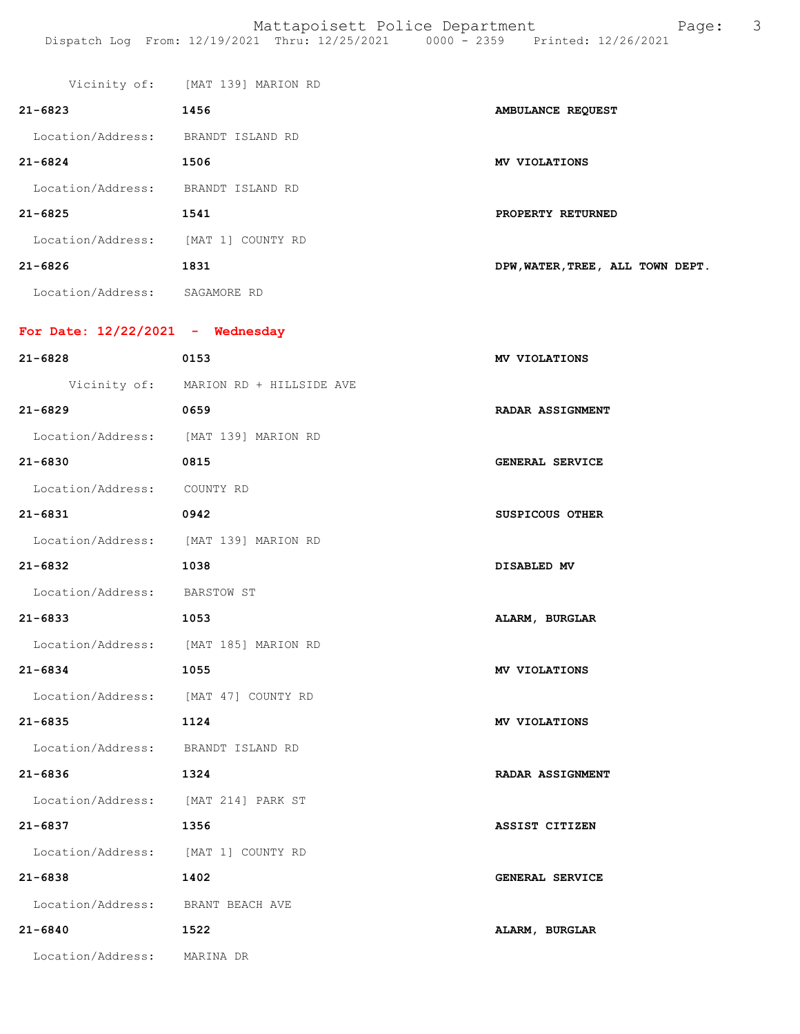Vicinity of: [MAT 139] MARION RD

**21-6823** **1456** **AMBULANCE REQUEST**

Location/Address: BRANDT ISLAND RD

**21-6824** **1506** **MV VIOLATIONS**

Location/Address: BRANDT ISLAND RD

**21-6825** **1541** **PROPERTY RETURNED**

Location/Address: [MAT 1] COUNTY RD

**21-6826** **1831** **DPW,WATER,TREE, ALL TOWN DEPT.**

Location/Address: SAGAMORE RD

## For Date: 12/22/2021 - Wednesday

**21-6828** **0153** **MV VIOLATIONS**

Vicinity of: MARION RD + HILLSIDE AVE

**21-6829** **0659** **RADAR ASSIGNMENT**

Location/Address: [MAT 139] MARION RD

**21-6830** **0815** **GENERAL SERVICE**

Location/Address: COUNTY RD

**21-6831** **0942** **SUSPICOUS OTHER**

Location/Address: [MAT 139] MARION RD

**21-6832** **1038** **DISABLED MV**

Location/Address: BARSTOW ST

**21-6833** **1053** **ALARM, BURGLAR**

Location/Address: [MAT 185] MARION RD

**21-6834** **1055** **MV VIOLATIONS**

Location/Address: [MAT 47] COUNTY RD

**21-6835** **1124** **MV VIOLATIONS**

Location/Address: BRANDT ISLAND RD

**21-6836** **1324** **RADAR ASSIGNMENT**

Location/Address: [MAT 214] PARK ST

**21-6837** **1356** **ASSIST CITIZEN**

Location/Address: [MAT 1] COUNTY RD

**21-6838** **1402** **GENERAL SERVICE**

Location/Address: BRANT BEACH AVE

**21-6840** **1522** **ALARM, BURGLAR**

Location/Address: MARINA DR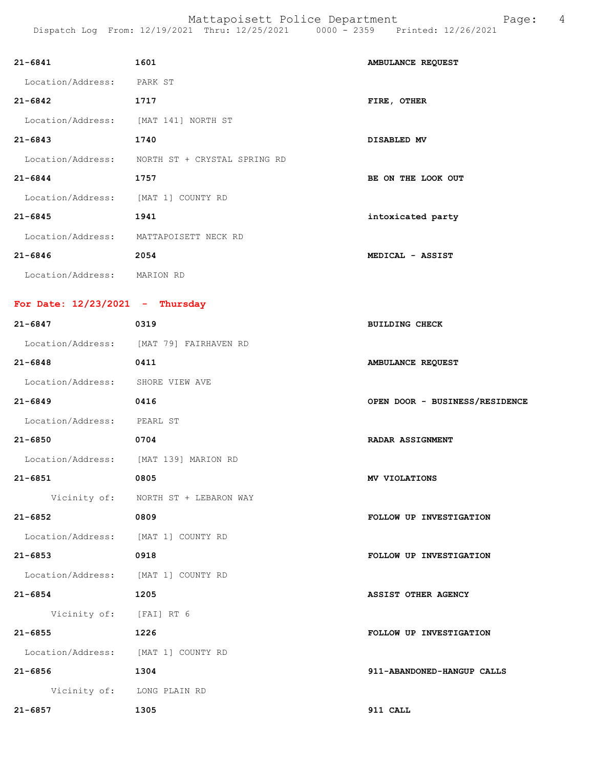**21-6841** 1601 **AMBULANCE REQUEST**
Location/Address: PARK ST

**21-6842** 1717 **FIRE, OTHER**
Location/Address: [MAT 141] NORTH ST

**21-6843** 1740 **DISABLED MV**
Location/Address: NORTH ST + CRYSTAL SPRING RD

**21-6844** 1757 **BE ON THE LOOK OUT**
Location/Address: [MAT 1] COUNTY RD

**21-6845** 1941 **intoxicated party**
Location/Address: MATTAPOISETT NECK RD

**21-6846** 2054 **MEDICAL - ASSIST**
Location/Address: MARION RD

## For Date: 12/23/2021 - Thursday

**21-6847** 0319 **BUILDING CHECK**
Location/Address: [MAT 79] FAIRHAVEN RD

**21-6848** 0411 **AMBULANCE REQUEST**
Location/Address: SHORE VIEW AVE

**21-6849** 0416 **OPEN DOOR - BUSINESS/RESIDENCE**
Location/Address: PEARL ST

**21-6850** 0704 **RADAR ASSIGNMENT**
Location/Address: [MAT 139] MARION RD

**21-6851** 0805 **MV VIOLATIONS**
Vicinity of: NORTH ST + LEBARON WAY

**21-6852** 0809 **FOLLOW UP INVESTIGATION**
Location/Address: [MAT 1] COUNTY RD

**21-6853** 0918 **FOLLOW UP INVESTIGATION**
Location/Address: [MAT 1] COUNTY RD

**21-6854** 1205 **ASSIST OTHER AGENCY**
Vicinity of: [FAI] RT 6

**21-6855** 1226 **FOLLOW UP INVESTIGATION**
Location/Address: [MAT 1] COUNTY RD

**21-6856** 1304 **911-ABANDONED-HANGUP CALLS**
Vicinity of: LONG PLAIN RD

**21-6857** 1305 **911 CALL**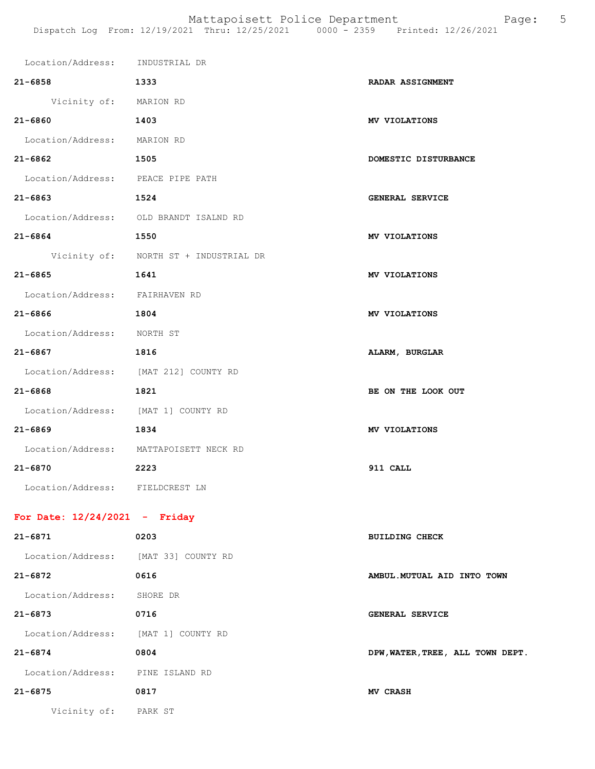Location/Address: INDUSTRIAL DR

**21-6858** **1333** **RADAR ASSIGNMENT**

Vicinity of: MARION RD

**21-6860** **1403** **MV VIOLATIONS**

Location/Address: MARION RD

**21-6862** **1505** **DOMESTIC DISTURBANCE**

Location/Address: PEACE PIPE PATH

**21-6863** **1524** **GENERAL SERVICE**

Location/Address: OLD BRANDT ISALND RD

**21-6864** **1550** **MV VIOLATIONS**

Vicinity of: NORTH ST + INDUSTRIAL DR

**21-6865** **1641** **MV VIOLATIONS**

Location/Address: FAIRHAVEN RD

**21-6866** **1804** **MV VIOLATIONS**

Location/Address: NORTH ST

**21-6867** **1816** **ALARM, BURGLAR**

Location/Address: [MAT 212] COUNTY RD

**21-6868** **1821** **BE ON THE LOOK OUT**

Location/Address: [MAT 1] COUNTY RD

**21-6869** **1834** **MV VIOLATIONS**

Location/Address: MATTAPOISETT NECK RD

**21-6870** **2223** **911 CALL**

Location/Address: FIELDCREST LN

**For Date: 12/24/2021 - Friday**

**21-6871** **0203** **BUILDING CHECK**

Location/Address: [MAT 33] COUNTY RD

**21-6872** **0616** **AMBUL.MUTUAL AID INTO TOWN**

Location/Address: SHORE DR

**21-6873** **0716** **GENERAL SERVICE**

Location/Address: [MAT 1] COUNTY RD

**21-6874** **0804** **DPW,WATER,TREE, ALL TOWN DEPT.**

Location/Address: PINE ISLAND RD

**21-6875** **0817** **MV CRASH**

Vicinity of: PARK ST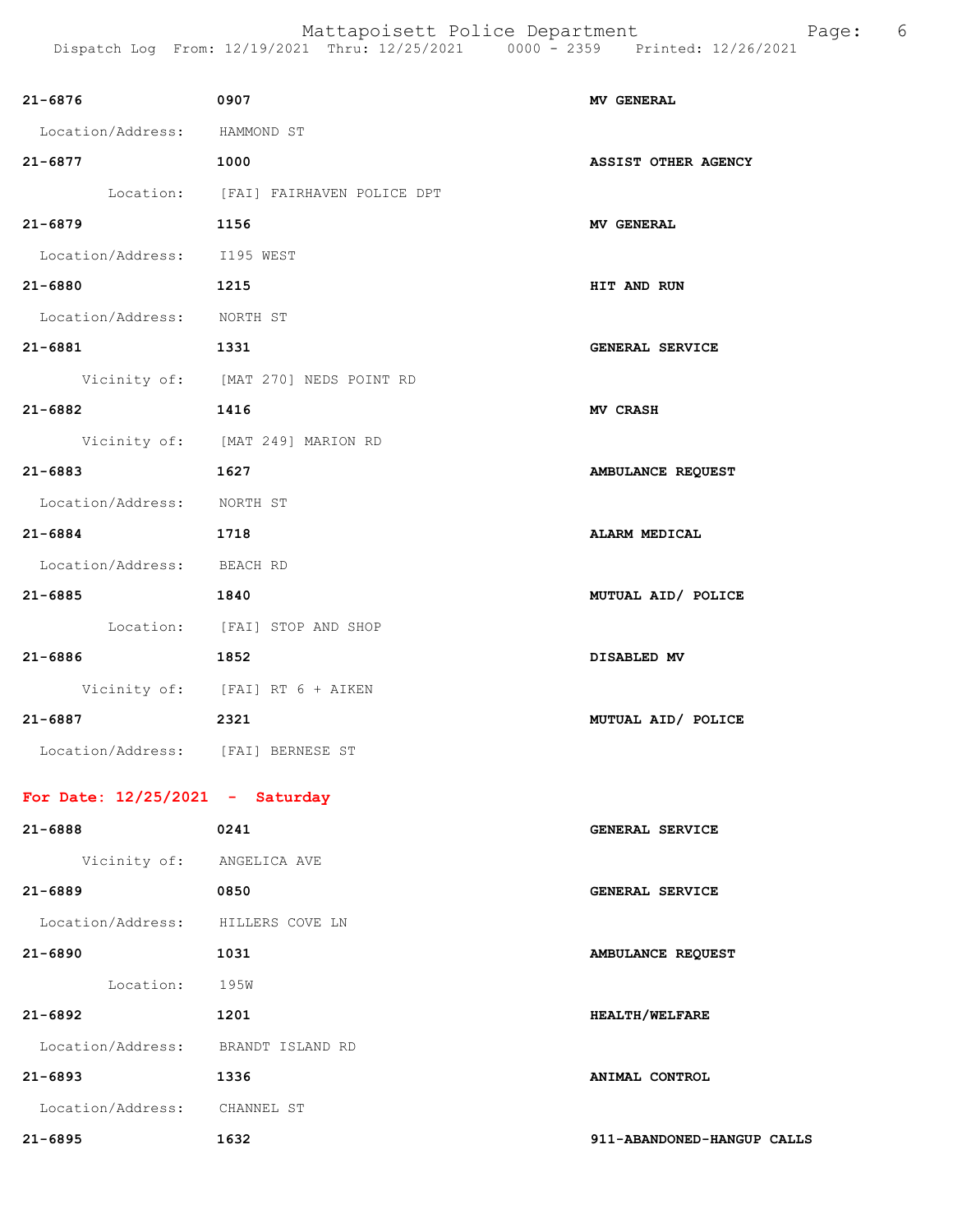**21-6876** **0907** **MV GENERAL**

Location/Address: HAMMOND ST

**21-6877** **1000** **ASSIST OTHER AGENCY**

Location: [FAI] FAIRHAVEN POLICE DPT

**21-6879** **1156** **MV GENERAL**

Location/Address: I195 WEST

**21-6880** **1215** **HIT AND RUN**

Location/Address: NORTH ST

**21-6881** **1331** **GENERAL SERVICE**

Vicinity of: [MAT 270] NEDS POINT RD

**21-6882** **1416** **MV CRASH**

Vicinity of: [MAT 249] MARION RD

**21-6883** **1627** **AMBULANCE REQUEST**

Location/Address: NORTH ST

**21-6884** **1718** **ALARM MEDICAL**

Location/Address: BEACH RD

**21-6885** **1840** **MUTUAL AID/ POLICE**

Location: [FAI] STOP AND SHOP

**21-6886** **1852** **DISABLED MV**

Vicinity of: [FAI] RT 6 + AIKEN

**21-6887** **2321** **MUTUAL AID/ POLICE**

Location/Address: [FAI] BERNESE ST

## For Date: 12/25/2021 - Saturday

**21-6888** **0241** **GENERAL SERVICE**

Vicinity of: ANGELICA AVE

**21-6889** **0850** **GENERAL SERVICE**

Location/Address: HILLERS COVE LN

**21-6890** **1031** **AMBULANCE REQUEST**

Location: 195W

**21-6892** **1201** **HEALTH/WELFARE**

Location/Address: BRANDT ISLAND RD

**21-6893** **1336** **ANIMAL CONTROL**

Location/Address: CHANNEL ST

**21-6895** **1632** **911-ABANDONED-HANGUP CALLS**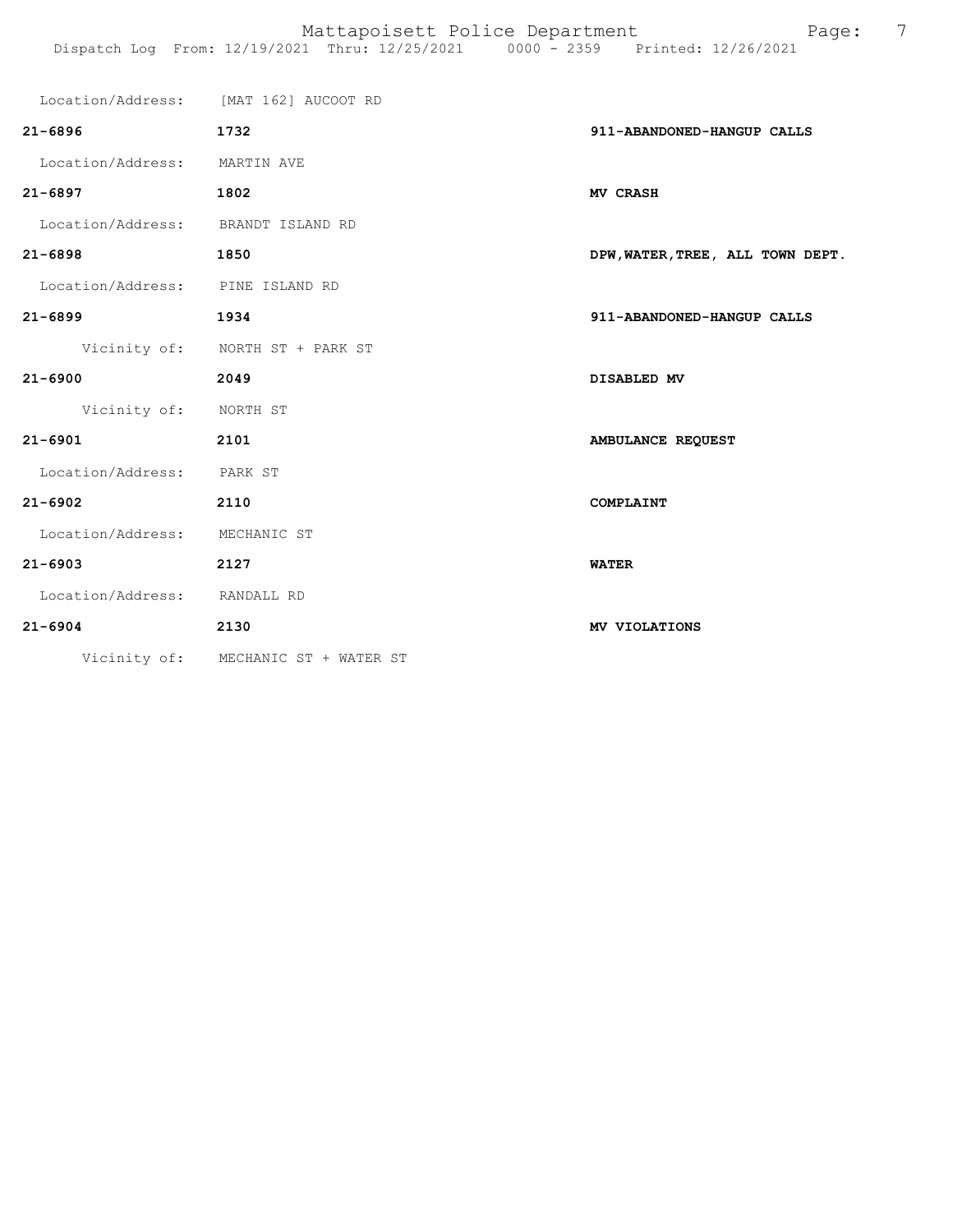Location/Address: [MAT 162] AUCOOT RD

**21-6896** **1732** **911-ABANDONED-HANGUP CALLS**

Location/Address: MARTIN AVE

**21-6897** **1802** **MV CRASH**

Location/Address: BRANDT ISLAND RD

**21-6898** **1850** **DPW,WATER,TREE, ALL TOWN DEPT.**

Location/Address: PINE ISLAND RD

**21-6899** **1934** **911-ABANDONED-HANGUP CALLS**

Vicinity of: NORTH ST + PARK ST

**21-6900** **2049** **DISABLED MV**

Vicinity of: NORTH ST

**21-6901** **2101** **AMBULANCE REQUEST**

Location/Address: PARK ST

**21-6902** **2110** **COMPLAINT**

Location/Address: MECHANIC ST

**21-6903** **2127** **WATER**

Location/Address: RANDALL RD

**21-6904** **2130** **MV VIOLATIONS**

Vicinity of: MECHANIC ST + WATER ST